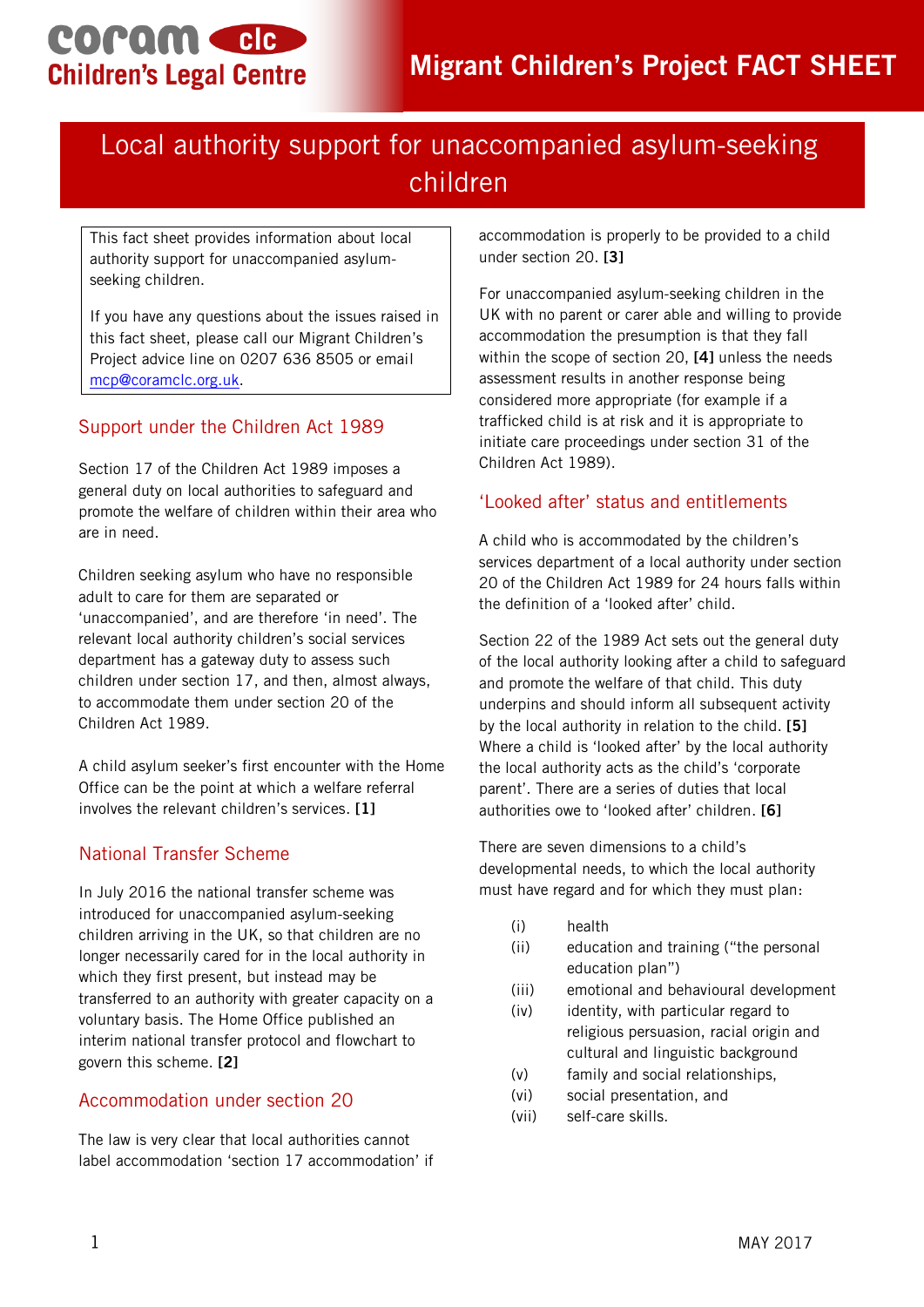# Migrant Children's Project FACT SHEET

# Local authority support for unaccompanied asylum-seeking children

This fact sheet provides information about local authority support for unaccompanied asylum-seeking children.

If you have any questions about the issues raised in this fact sheet, please call our Migrant Children's Project advice line on 0207 636 8505 or email mcp@coramclc.org.uk.

## Support under the Children Act 1989

Section 17 of the Children Act 1989 imposes a general duty on local authorities to safeguard and promote the welfare of children within their area who are in need.

Children seeking asylum who have no responsible adult to care for them are separated or 'unaccompanied', and are therefore 'in need'. The relevant local authority children's social services department has a gateway duty to assess such children under section 17, and then, almost always, to accommodate them under section 20 of the Children Act 1989.

A child asylum seeker's first encounter with the Home Office can be the point at which a welfare referral involves the relevant children's services. **[1]**

## National Transfer Scheme

In July 2016 the national transfer scheme was introduced for unaccompanied asylum-seeking children arriving in the UK, so that children are no longer necessarily cared for in the local authority in which they first present, but instead may be transferred to an authority with greater capacity on a voluntary basis. The Home Office published an interim national transfer protocol and flowchart to govern this scheme. **[2]**

## Accommodation under section 20

The law is very clear that local authorities cannot label accommodation 'section 17 accommodation' if accommodation is properly to be provided to a child under section 20. **[3]**

For unaccompanied asylum-seeking children in the UK with no parent or carer able and willing to provide accommodation the presumption is that they fall within the scope of section 20, **[4]** unless the needs assessment results in another response being considered more appropriate (for example if a trafficked child is at risk and it is appropriate to initiate care proceedings under section 31 of the Children Act 1989).

## 'Looked after' status and entitlements

A child who is accommodated by the children's services department of a local authority under section 20 of the Children Act 1989 for 24 hours falls within the definition of a 'looked after' child.

Section 22 of the 1989 Act sets out the general duty of the local authority looking after a child to safeguard and promote the welfare of that child. This duty underpins and should inform all subsequent activity by the local authority in relation to the child. **[5]** Where a child is 'looked after' by the local authority the local authority acts as the child's 'corporate parent'. There are a series of duties that local authorities owe to 'looked after' children. **[6]**

There are seven dimensions to a child's developmental needs, to which the local authority must have regard and for which they must plan:

- (i) health
- (ii) education and training ("the personal education plan")
- (iii) emotional and behavioural development
- (iv) identity, with particular regard to religious persuasion, racial origin and cultural and linguistic background
- (v) family and social relationships,
- (vi) social presentation, and
- (vii) self-care skills.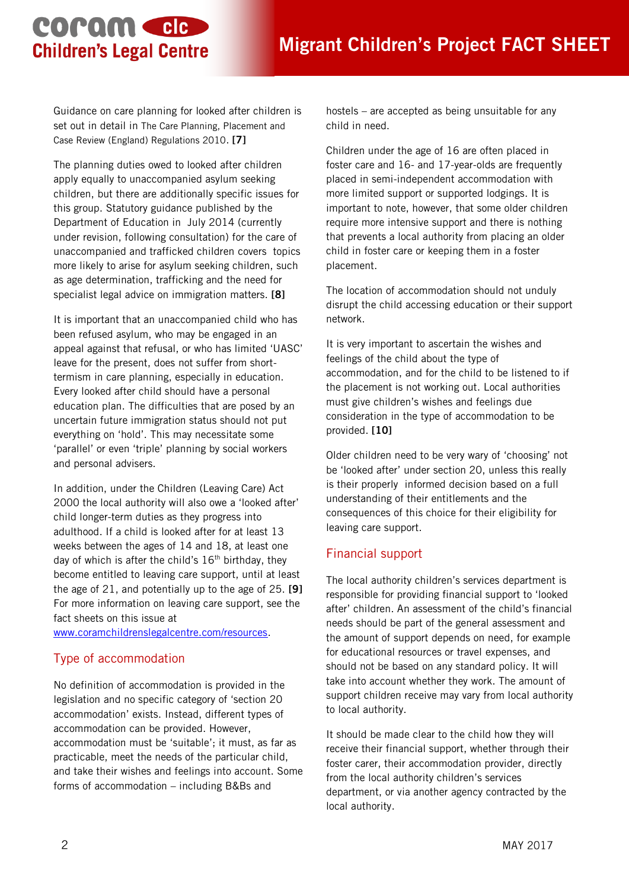Guidance on care planning for looked after children is set out in detail in The Care Planning, Placement and Case Review (England) Regulations 2010. **[7]**

The planning duties owed to looked after children apply equally to unaccompanied asylum seeking children, but there are additionally specific issues for this group. Statutory guidance published by the Department of Education in July 2014 (currently under revision, following consultation) for the care of unaccompanied and trafficked children covers topics more likely to arise for asylum seeking children, such as age determination, trafficking and the need for specialist legal advice on immigration matters. **[8]**

It is important that an unaccompanied child who has been refused asylum, who may be engaged in an appeal against that refusal, or who has limited 'UASC' leave for the present, does not suffer from short-termism in care planning, especially in education. Every looked after child should have a personal education plan. The difficulties that are posed by an uncertain future immigration status should not put everything on 'hold'. This may necessitate some 'parallel' or even 'triple' planning by social workers and personal advisers.

In addition, under the Children (Leaving Care) Act 2000 the local authority will also owe a 'looked after' child longer-term duties as they progress into adulthood. If a child is looked after for at least 13 weeks between the ages of 14 and 18, at least one day of which is after the child's 16th birthday, they become entitled to leaving care support, until at least the age of 21, and potentially up to the age of 25. **[9]** For more information on leaving care support, see the fact sheets on this issue at www.coramchildrenslegalcentre.com/resources.

## Type of accommodation

No definition of accommodation is provided in the legislation and no specific category of 'section 20 accommodation' exists. Instead, different types of accommodation can be provided. However, accommodation must be 'suitable'; it must, as far as practicable, meet the needs of the particular child, and take their wishes and feelings into account. Some forms of accommodation – including B&Bs and hostels – are accepted as being unsuitable for any child in need.

Children under the age of 16 are often placed in foster care and 16- and 17-year-olds are frequently placed in semi-independent accommodation with more limited support or supported lodgings. It is important to note, however, that some older children require more intensive support and there is nothing that prevents a local authority from placing an older child in foster care or keeping them in a foster placement.

The location of accommodation should not unduly disrupt the child accessing education or their support network.

It is very important to ascertain the wishes and feelings of the child about the type of accommodation, and for the child to be listened to if the placement is not working out. Local authorities must give children's wishes and feelings due consideration in the type of accommodation to be provided. **[10]**

Older children need to be very wary of 'choosing' not be 'looked after' under section 20, unless this really is their properly informed decision based on a full understanding of their entitlements and the consequences of this choice for their eligibility for leaving care support.

## Financial support

The local authority children's services department is responsible for providing financial support to 'looked after' children. An assessment of the child's financial needs should be part of the general assessment and the amount of support depends on need, for example for educational resources or travel expenses, and should not be based on any standard policy. It will take into account whether they work. The amount of support children receive may vary from local authority to local authority.

It should be made clear to the child how they will receive their financial support, whether through their foster carer, their accommodation provider, directly from the local authority children's services department, or via another agency contracted by the local authority.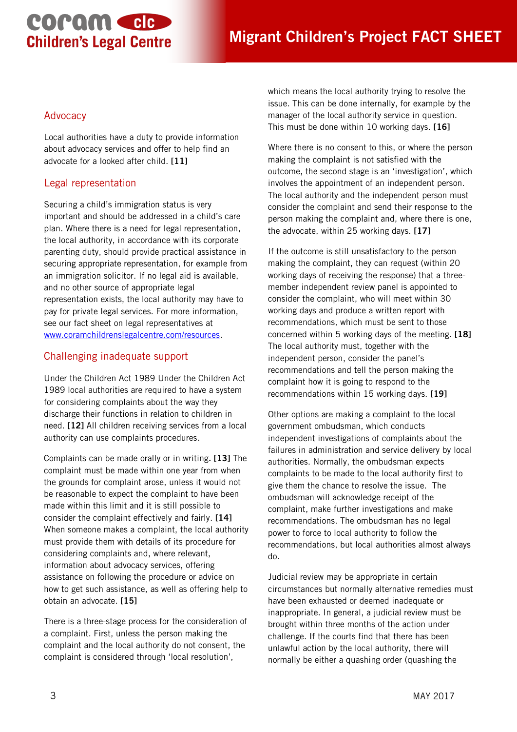## Advocacy

Local authorities have a duty to provide information about advocacy services and offer to help find an advocate for a looked after child. **[11]**

## Legal representation

Securing a child's immigration status is very important and should be addressed in a child's care plan. Where there is a need for legal representation, the local authority, in accordance with its corporate parenting duty, should provide practical assistance in securing appropriate representation, for example from an immigration solicitor. If no legal aid is available, and no other source of appropriate legal representation exists, the local authority may have to pay for private legal services. For more information, see our fact sheet on legal representatives at [www.coramchildrenslegalcentre.com/resources](www.coramchildrenslegalcentre.com/resources).

## Challenging inadequate support

Under the Children Act 1989 Under the Children Act 1989 local authorities are required to have a system for considering complaints about the way they discharge their functions in relation to children in need. **[12]** All children receiving services from a local authority can use complaints procedures.

Complaints can be made orally or in writing**. [13]** The complaint must be made within one year from when the grounds for complaint arose, unless it would not be reasonable to expect the complaint to have been made within this limit and it is still possible to consider the complaint effectively and fairly. **[14]** When someone makes a complaint, the local authority must provide them with details of its procedure for considering complaints and, where relevant, information about advocacy services, offering assistance on following the procedure or advice on how to get such assistance, as well as offering help to obtain an advocate. **[15]**

There is a three-stage process for the consideration of a complaint. First, unless the person making the complaint and the local authority do not consent, the complaint is considered through 'local resolution', which means the local authority trying to resolve the issue. This can be done internally, for example by the manager of the local authority service in question. This must be done within 10 working days. **[16]**

Where there is no consent to this, or where the person making the complaint is not satisfied with the outcome, the second stage is an 'investigation', which involves the appointment of an independent person. The local authority and the independent person must consider the complaint and send their response to the person making the complaint and, where there is one, the advocate, within 25 working days. **[17]**

If the outcome is still unsatisfactory to the person making the complaint, they can request (within 20 working days of receiving the response) that a three-member independent review panel is appointed to consider the complaint, who will meet within 30 working days and produce a written report with recommendations, which must be sent to those concerned within 5 working days of the meeting. **[18]** The local authority must, together with the independent person, consider the panel's recommendations and tell the person making the complaint how it is going to respond to the recommendations within 15 working days. **[19]**

Other options are making a complaint to the local government ombudsman, which conducts independent investigations of complaints about the failures in administration and service delivery by local authorities. Normally, the ombudsman expects complaints to be made to the local authority first to give them the chance to resolve the issue. The ombudsman will acknowledge receipt of the complaint, make further investigations and make recommendations. The ombudsman has no legal power to force to local authority to follow the recommendations, but local authorities almost always do.

Judicial review may be appropriate in certain circumstances but normally alternative remedies must have been exhausted or deemed inadequate or inappropriate. In general, a judicial review must be brought within three months of the action under challenge. If the courts find that there has been unlawful action by the local authority, there will normally be either a quashing order (quashing the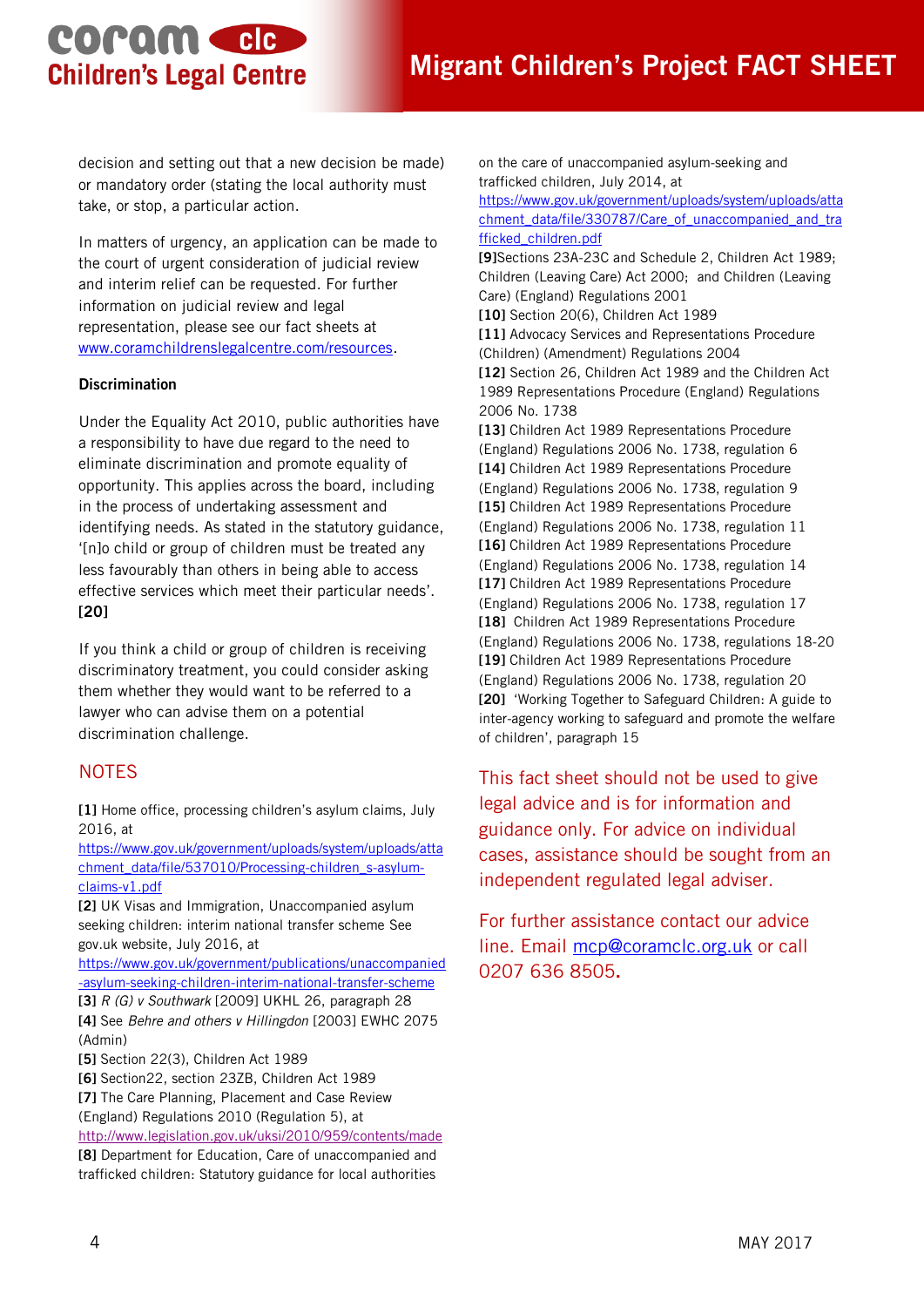decision and setting out that a new decision be made) or mandatory order (stating the local authority must take, or stop, a particular action.

In matters of urgency, an application can be made to the court of urgent consideration of judicial review and interim relief can be requested. For further information on judicial review and legal representation, please see our fact sheets at www.coramchildrenslegalcentre.com/resources.

**Discrimination**

Under the Equality Act 2010, public authorities have a responsibility to have due regard to the need to eliminate discrimination and promote equality of opportunity. This applies across the board, including in the process of undertaking assessment and identifying needs. As stated in the statutory guidance, '[n]o child or group of children must be treated any less favourably than others in being able to access effective services which meet their particular needs'. **[20]**

If you think a child or group of children is receiving discriminatory treatment, you could consider asking them whether they would want to be referred to a lawyer who can advise them on a potential discrimination challenge.

## NOTES

**[1]** Home office, processing children's asylum claims, July 2016, at https://www.gov.uk/government/uploads/system/uploads/attachment_data/file/537010/Processing-children_s-asylum-claims-v1.pdf

**[2]** UK Visas and Immigration, Unaccompanied asylum seeking children: interim national transfer scheme See gov.uk website, July 2016, at https://www.gov.uk/government/publications/unaccompanied-asylum-seeking-children-interim-national-transfer-scheme

**[3]** *R (G) v Southwark* [2009] UKHL 26, paragraph 28

**[4]** See *Behre and others v Hillingdon* [2003] EWHC 2075 (Admin)

**[5]** Section 22(3), Children Act 1989

**[6]** Section22, section 23ZB, Children Act 1989

**[7]** The Care Planning, Placement and Case Review (England) Regulations 2010 (Regulation 5), at http://www.legislation.gov.uk/uksi/2010/959/contents/made

**[8]** Department for Education, Care of unaccompanied and trafficked children: Statutory guidance for local authorities on the care of unaccompanied asylum-seeking and trafficked children, July 2014, at https://www.gov.uk/government/uploads/system/uploads/attachment_data/file/330787/Care_of_unaccompanied_and_trafficked_children.pdf

**[9]** Sections 23A-23C and Schedule 2, Children Act 1989; Children (Leaving Care) Act 2000; and Children (Leaving Care) (England) Regulations 2001

**[10]** Section 20(6), Children Act 1989

**[11]** Advocacy Services and Representations Procedure (Children) (Amendment) Regulations 2004

**[12]** Section 26, Children Act 1989 and the Children Act 1989 Representations Procedure (England) Regulations 2006 No. 1738

**[13]** Children Act 1989 Representations Procedure (England) Regulations 2006 No. 1738, regulation 6

**[14]** Children Act 1989 Representations Procedure (England) Regulations 2006 No. 1738, regulation 9

**[15]** Children Act 1989 Representations Procedure (England) Regulations 2006 No. 1738, regulation 11

**[16]** Children Act 1989 Representations Procedure (England) Regulations 2006 No. 1738, regulation 14

**[17]** Children Act 1989 Representations Procedure (England) Regulations 2006 No. 1738, regulation 17

**[18]** Children Act 1989 Representations Procedure (England) Regulations 2006 No. 1738, regulations 18-20

**[19]** Children Act 1989 Representations Procedure (England) Regulations 2006 No. 1738, regulation 20

**[20]** 'Working Together to Safeguard Children: A guide to inter-agency working to safeguard and promote the welfare of children', paragraph 15

This fact sheet should not be used to give legal advice and is for information and guidance only. For advice on individual cases, assistance should be sought from an independent regulated legal adviser.

For further assistance contact our advice line. Email mcp@coramclc.org.uk or call 0207 636 8505.